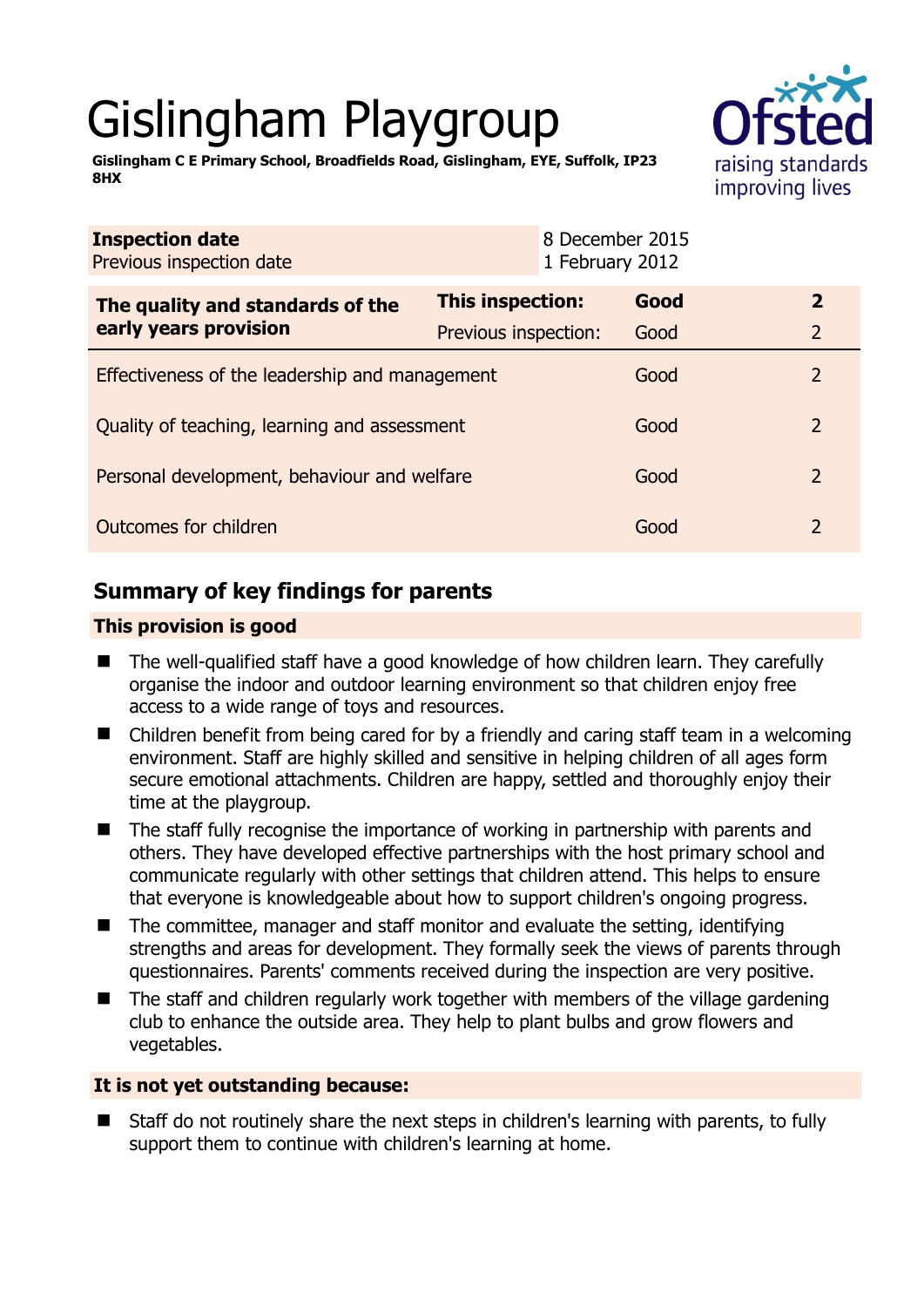# Gislingham Playgroup

**Gislingham C E Primary School, Broadfields Road, Gislingham, EYE, Suffolk, IP23 8HX**

| **Inspection date** | 8 December 2015 |
|---|---|
| Previous inspection date | 1 February 2012 |

| **The quality and standards of the early years provision** | **This inspection:** | **Good** | **2** |
|---|---|---|---|
| | Previous inspection: | Good | 2 |
| Effectiveness of the leadership and management | | Good | 2 |
| Quality of teaching, learning and assessment | | Good | 2 |
| Personal development, behaviour and welfare | | Good | 2 |
| Outcomes for children | | Good | 2 |

## Summary of key findings for parents

### This provision is good

- The well-qualified staff have a good knowledge of how children learn. They carefully organise the indoor and outdoor learning environment so that children enjoy free access to a wide range of toys and resources.
- Children benefit from being cared for by a friendly and caring staff team in a welcoming environment. Staff are highly skilled and sensitive in helping children of all ages form secure emotional attachments. Children are happy, settled and thoroughly enjoy their time at the playgroup.
- The staff fully recognise the importance of working in partnership with parents and others. They have developed effective partnerships with the host primary school and communicate regularly with other settings that children attend. This helps to ensure that everyone is knowledgeable about how to support children's ongoing progress.
- The committee, manager and staff monitor and evaluate the setting, identifying strengths and areas for development. They formally seek the views of parents through questionnaires. Parents' comments received during the inspection are very positive.
- The staff and children regularly work together with members of the village gardening club to enhance the outside area. They help to plant bulbs and grow flowers and vegetables.

### It is not yet outstanding because:

- Staff do not routinely share the next steps in children's learning with parents, to fully support them to continue with children's learning at home.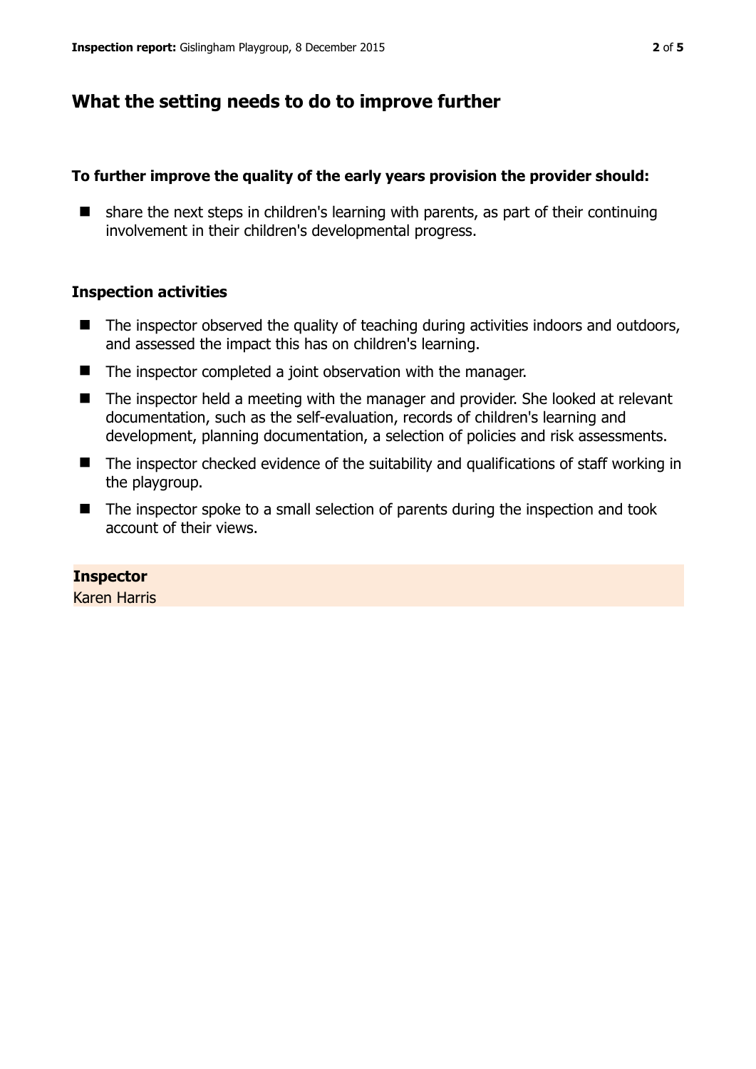## What the setting needs to do to improve further

**To further improve the quality of the early years provision the provider should:**

- share the next steps in children's learning with parents, as part of their continuing involvement in their children's developmental progress.

### Inspection activities

- The inspector observed the quality of teaching during activities indoors and outdoors, and assessed the impact this has on children's learning.
- The inspector completed a joint observation with the manager.
- The inspector held a meeting with the manager and provider. She looked at relevant documentation, such as the self-evaluation, records of children's learning and development, planning documentation, a selection of policies and risk assessments.
- The inspector checked evidence of the suitability and qualifications of staff working in the playgroup.
- The inspector spoke to a small selection of parents during the inspection and took account of their views.

**Inspector**
Karen Harris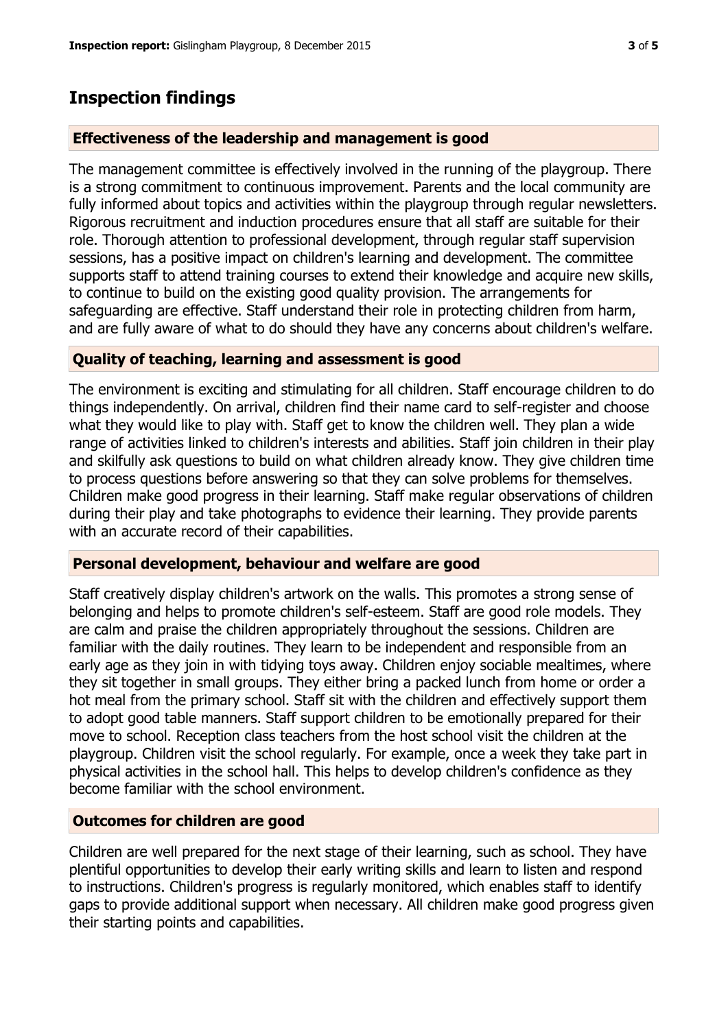## Inspection findings

### Effectiveness of the leadership and management is good

The management committee is effectively involved in the running of the playgroup. There is a strong commitment to continuous improvement. Parents and the local community are fully informed about topics and activities within the playgroup through regular newsletters. Rigorous recruitment and induction procedures ensure that all staff are suitable for their role. Thorough attention to professional development, through regular staff supervision sessions, has a positive impact on children's learning and development. The committee supports staff to attend training courses to extend their knowledge and acquire new skills, to continue to build on the existing good quality provision. The arrangements for safeguarding are effective. Staff understand their role in protecting children from harm, and are fully aware of what to do should they have any concerns about children's welfare.

### Quality of teaching, learning and assessment is good

The environment is exciting and stimulating for all children. Staff encourage children to do things independently. On arrival, children find their name card to self-register and choose what they would like to play with. Staff get to know the children well. They plan a wide range of activities linked to children's interests and abilities. Staff join children in their play and skilfully ask questions to build on what children already know. They give children time to process questions before answering so that they can solve problems for themselves. Children make good progress in their learning. Staff make regular observations of children during their play and take photographs to evidence their learning. They provide parents with an accurate record of their capabilities.

### Personal development, behaviour and welfare are good

Staff creatively display children's artwork on the walls. This promotes a strong sense of belonging and helps to promote children's self-esteem. Staff are good role models. They are calm and praise the children appropriately throughout the sessions. Children are familiar with the daily routines. They learn to be independent and responsible from an early age as they join in with tidying toys away. Children enjoy sociable mealtimes, where they sit together in small groups. They either bring a packed lunch from home or order a hot meal from the primary school. Staff sit with the children and effectively support them to adopt good table manners. Staff support children to be emotionally prepared for their move to school. Reception class teachers from the host school visit the children at the playgroup. Children visit the school regularly. For example, once a week they take part in physical activities in the school hall. This helps to develop children's confidence as they become familiar with the school environment.

### Outcomes for children are good

Children are well prepared for the next stage of their learning, such as school. They have plentiful opportunities to develop their early writing skills and learn to listen and respond to instructions. Children's progress is regularly monitored, which enables staff to identify gaps to provide additional support when necessary. All children make good progress given their starting points and capabilities.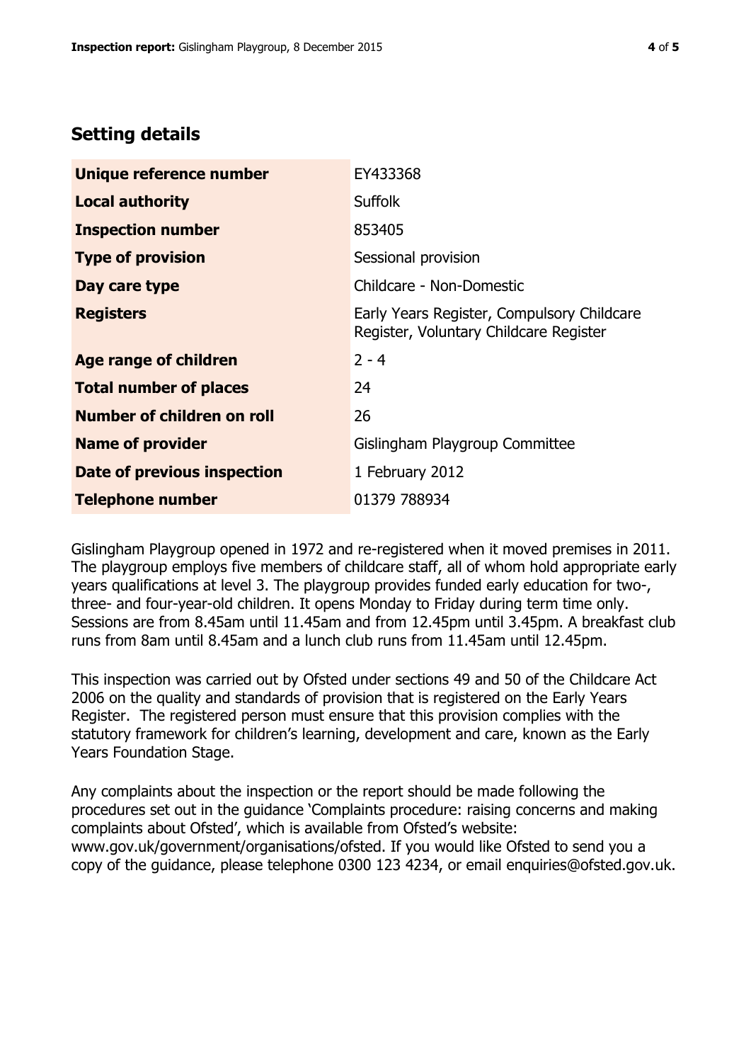## Setting details

| | |
|---|---|
| **Unique reference number** | EY433368 |
| **Local authority** | Suffolk |
| **Inspection number** | 853405 |
| **Type of provision** | Sessional provision |
| **Day care type** | Childcare - Non-Domestic |
| **Registers** | Early Years Register, Compulsory Childcare Register, Voluntary Childcare Register |
| **Age range of children** | 2 - 4 |
| **Total number of places** | 24 |
| **Number of children on roll** | 26 |
| **Name of provider** | Gislingham Playgroup Committee |
| **Date of previous inspection** | 1 February 2012 |
| **Telephone number** | 01379 788934 |

Gislingham Playgroup opened in 1972 and re-registered when it moved premises in 2011. The playgroup employs five members of childcare staff, all of whom hold appropriate early years qualifications at level 3. The playgroup provides funded early education for two-, three- and four-year-old children. It opens Monday to Friday during term time only. Sessions are from 8.45am until 11.45am and from 12.45pm until 3.45pm. A breakfast club runs from 8am until 8.45am and a lunch club runs from 11.45am until 12.45pm.

This inspection was carried out by Ofsted under sections 49 and 50 of the Childcare Act 2006 on the quality and standards of provision that is registered on the Early Years Register. The registered person must ensure that this provision complies with the statutory framework for children's learning, development and care, known as the Early Years Foundation Stage.

Any complaints about the inspection or the report should be made following the procedures set out in the guidance 'Complaints procedure: raising concerns and making complaints about Ofsted', which is available from Ofsted's website: www.gov.uk/government/organisations/ofsted. If you would like Ofsted to send you a copy of the guidance, please telephone 0300 123 4234, or email enquiries@ofsted.gov.uk.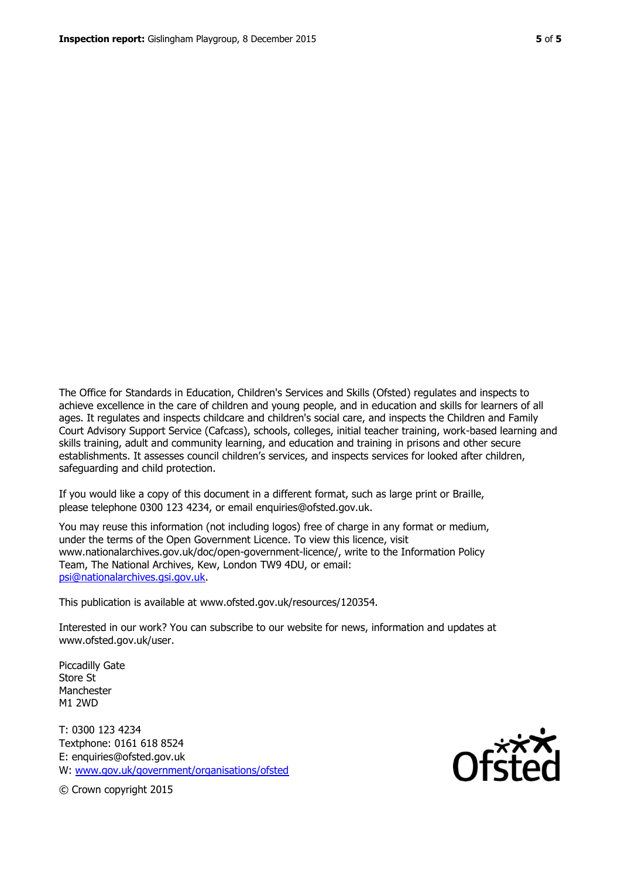The Office for Standards in Education, Children's Services and Skills (Ofsted) regulates and inspects to achieve excellence in the care of children and young people, and in education and skills for learners of all ages. It regulates and inspects childcare and children's social care, and inspects the Children and Family Court Advisory Support Service (Cafcass), schools, colleges, initial teacher training, work-based learning and skills training, adult and community learning, and education and training in prisons and other secure establishments. It assesses council children's services, and inspects services for looked after children, safeguarding and child protection.

If you would like a copy of this document in a different format, such as large print or Braille, please telephone 0300 123 4234, or email enquiries@ofsted.gov.uk.

You may reuse this information (not including logos) free of charge in any format or medium, under the terms of the Open Government Licence. To view this licence, visit www.nationalarchives.gov.uk/doc/open-government-licence/, write to the Information Policy Team, The National Archives, Kew, London TW9 4DU, or email: psi@nationalarchives.gsi.gov.uk.

This publication is available at www.ofsted.gov.uk/resources/120354.

Interested in our work? You can subscribe to our website for news, information and updates at www.ofsted.gov.uk/user.

Piccadilly Gate
Store St
Manchester
M1 2WD

T: 0300 123 4234
Textphone: 0161 618 8524
E: enquiries@ofsted.gov.uk
W: www.gov.uk/government/organisations/ofsted

© Crown copyright 2015